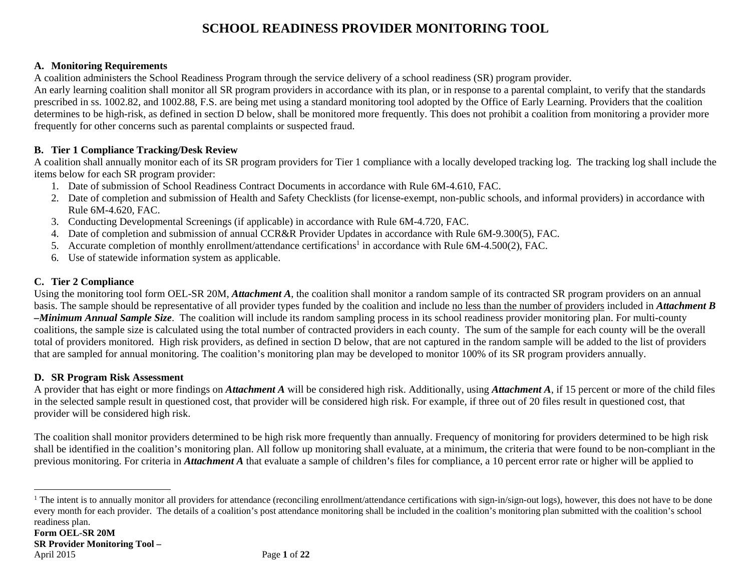# SCHOOL READINESS PROVIDER MONITORING TOOL

## A. Monitoring Requirements

A coalition administers the School Readiness Program through the service delivery of a school readiness (SR) program provider.
An early learning coalition shall monitor all SR program providers in accordance with its plan, or in response to a parental complaint, to verify that the standards prescribed in ss. 1002.82, and 1002.88, F.S. are being met using a standard monitoring tool adopted by the Office of Early Learning. Providers that the coalition determines to be high-risk, as defined in section D below, shall be monitored more frequently. This does not prohibit a coalition from monitoring a provider more frequently for other concerns such as parental complaints or suspected fraud.

## B. Tier 1 Compliance Tracking/Desk Review

A coalition shall annually monitor each of its SR program providers for Tier 1 compliance with a locally developed tracking log. The tracking log shall include the items below for each SR program provider:

1. Date of submission of School Readiness Contract Documents in accordance with Rule 6M-4.610, FAC.
2. Date of completion and submission of Health and Safety Checklists (for license-exempt, non-public schools, and informal providers) in accordance with Rule 6M-4.620, FAC.
3. Conducting Developmental Screenings (if applicable) in accordance with Rule 6M-4.720, FAC.
4. Date of completion and submission of annual CCR&R Provider Updates in accordance with Rule 6M-9.300(5), FAC.
5. Accurate completion of monthly enrollment/attendance certifications[1] in accordance with Rule 6M-4.500(2), FAC.
6. Use of statewide information system as applicable.

## C. Tier 2 Compliance

Using the monitoring tool form OEL-SR 20M, ***Attachment A***, the coalition shall monitor a random sample of its contracted SR program providers on an annual basis. The sample should be representative of all provider types funded by the coalition and include <u>no less than the number of providers</u> included in ***Attachment B –Minimum Annual Sample Size***. The coalition will include its random sampling process in its school readiness provider monitoring plan. For multi-county coalitions, the sample size is calculated using the total number of contracted providers in each county. The sum of the sample for each county will be the overall total of providers monitored. High risk providers, as defined in section D below, that are not captured in the random sample will be added to the list of providers that are sampled for annual monitoring. The coalition's monitoring plan may be developed to monitor 100% of its SR program providers annually.

## D. SR Program Risk Assessment

A provider that has eight or more findings on ***Attachment A*** will be considered high risk. Additionally, using ***Attachment A***, if 15 percent or more of the child files in the selected sample result in questioned cost, that provider will be considered high risk. For example, if three out of 20 files result in questioned cost, that provider will be considered high risk.

The coalition shall monitor providers determined to be high risk more frequently than annually. Frequency of monitoring for providers determined to be high risk shall be identified in the coalition's monitoring plan. All follow up monitoring shall evaluate, at a minimum, the criteria that were found to be non-compliant in the previous monitoring. For criteria in ***Attachment A*** that evaluate a sample of children's files for compliance, a 10 percent error rate or higher will be applied to

---

[1] The intent is to annually monitor all providers for attendance (reconciling enrollment/attendance certifications with sign-in/sign-out logs), however, this does not have to be done every month for each provider. The details of a coalition's post attendance monitoring shall be included in the coalition's monitoring plan submitted with the coalition's school readiness plan.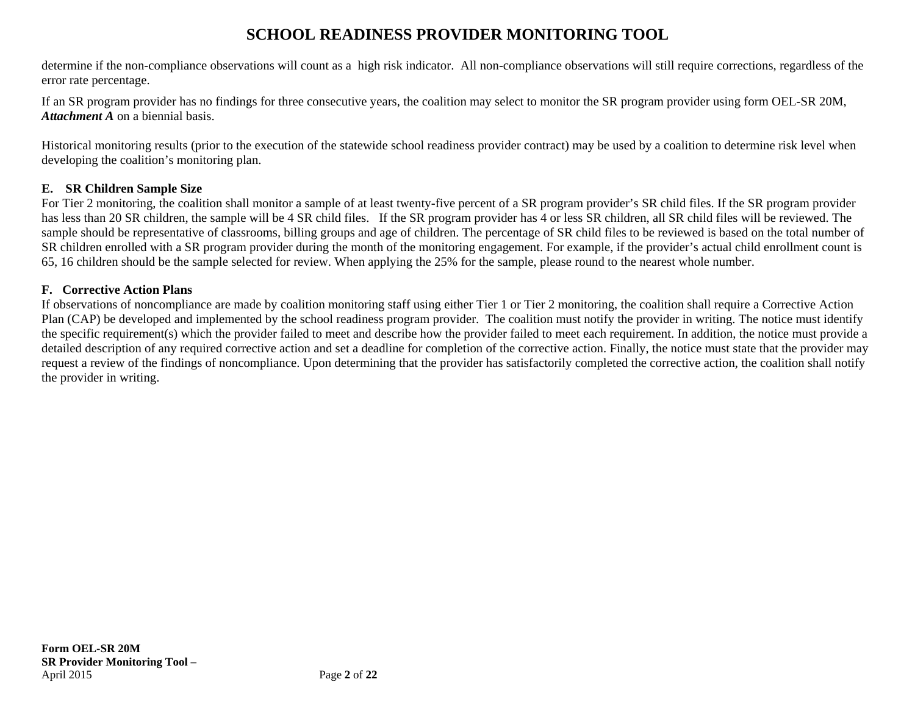determine if the non-compliance observations will count as a high risk indicator. All non-compliance observations will still require corrections, regardless of the error rate percentage.

If an SR program provider has no findings for three consecutive years, the coalition may select to monitor the SR program provider using form OEL-SR 20M, ***Attachment A*** on a biennial basis.

Historical monitoring results (prior to the execution of the statewide school readiness provider contract) may be used by a coalition to determine risk level when developing the coalition's monitoring plan.

**E. SR Children Sample Size**

For Tier 2 monitoring, the coalition shall monitor a sample of at least twenty-five percent of a SR program provider's SR child files. If the SR program provider has less than 20 SR children, the sample will be 4 SR child files. If the SR program provider has 4 or less SR children, all SR child files will be reviewed. The sample should be representative of classrooms, billing groups and age of children. The percentage of SR child files to be reviewed is based on the total number of SR children enrolled with a SR program provider during the month of the monitoring engagement. For example, if the provider's actual child enrollment count is 65, 16 children should be the sample selected for review. When applying the 25% for the sample, please round to the nearest whole number.

**F. Corrective Action Plans**

If observations of noncompliance are made by coalition monitoring staff using either Tier 1 or Tier 2 monitoring, the coalition shall require a Corrective Action Plan (CAP) be developed and implemented by the school readiness program provider. The coalition must notify the provider in writing. The notice must identify the specific requirement(s) which the provider failed to meet and describe how the provider failed to meet each requirement. In addition, the notice must provide a detailed description of any required corrective action and set a deadline for completion of the corrective action. Finally, the notice must state that the provider may request a review of the findings of noncompliance. Upon determining that the provider has satisfactorily completed the corrective action, the coalition shall notify the provider in writing.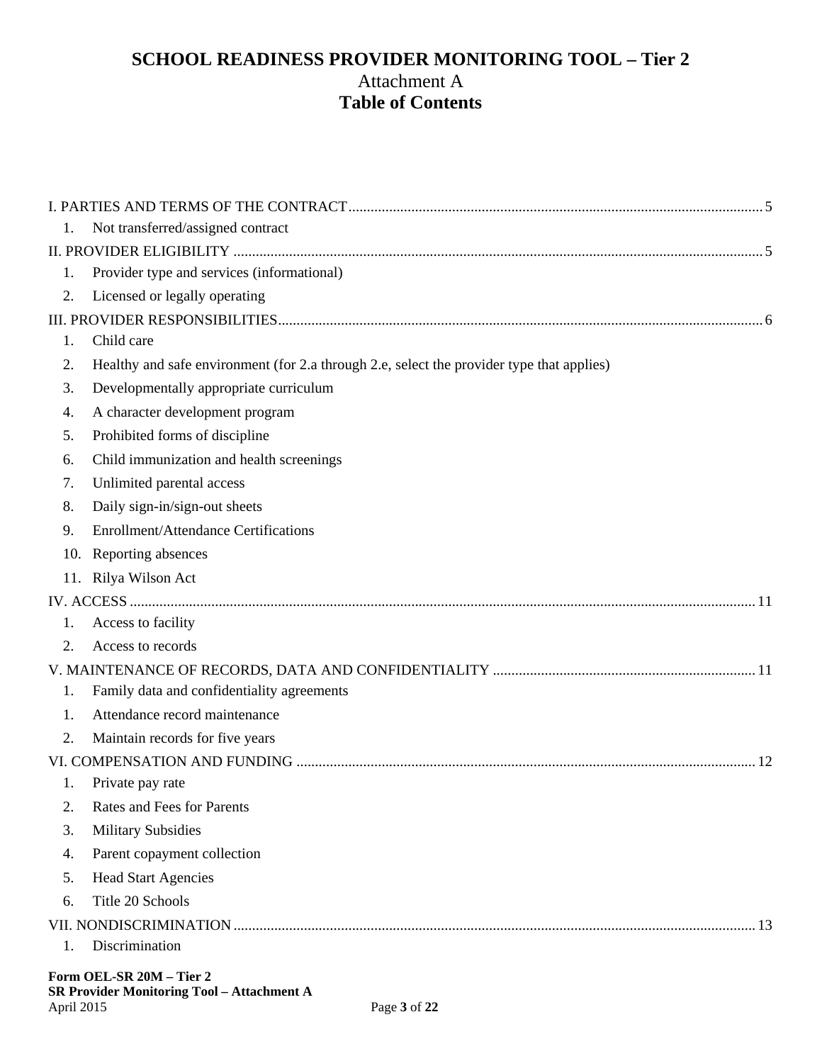# SCHOOL READINESS PROVIDER MONITORING TOOL – Tier 2

Attachment A

**Table of Contents**

I. PARTIES AND TERMS OF THE CONTRACT ..... 5

1. Not transferred/assigned contract

II. PROVIDER ELIGIBILITY ..... 5

1. Provider type and services (informational)
2. Licensed or legally operating

III. PROVIDER RESPONSIBILITIES ..... 6

1. Child care
2. Healthy and safe environment (for 2.a through 2.e, select the provider type that applies)
3. Developmentally appropriate curriculum
4. A character development program
5. Prohibited forms of discipline
6. Child immunization and health screenings
7. Unlimited parental access
8. Daily sign-in/sign-out sheets
9. Enrollment/Attendance Certifications
10. Reporting absences
11. Rilya Wilson Act

IV. ACCESS ..... 11

1. Access to facility
2. Access to records

V. MAINTENANCE OF RECORDS, DATA AND CONFIDENTIALITY ..... 11

1. Family data and confidentiality agreements

1. Attendance record maintenance
2. Maintain records for five years

VI. COMPENSATION AND FUNDING ..... 12

1. Private pay rate
2. Rates and Fees for Parents
3. Military Subsidies
4. Parent copayment collection
5. Head Start Agencies
6. Title 20 Schools

VII. NONDISCRIMINATION ..... 13

1. Discrimination

**Form OEL-SR 20M – Tier 2**
**SR Provider Monitoring Tool – Attachment A**
April 2015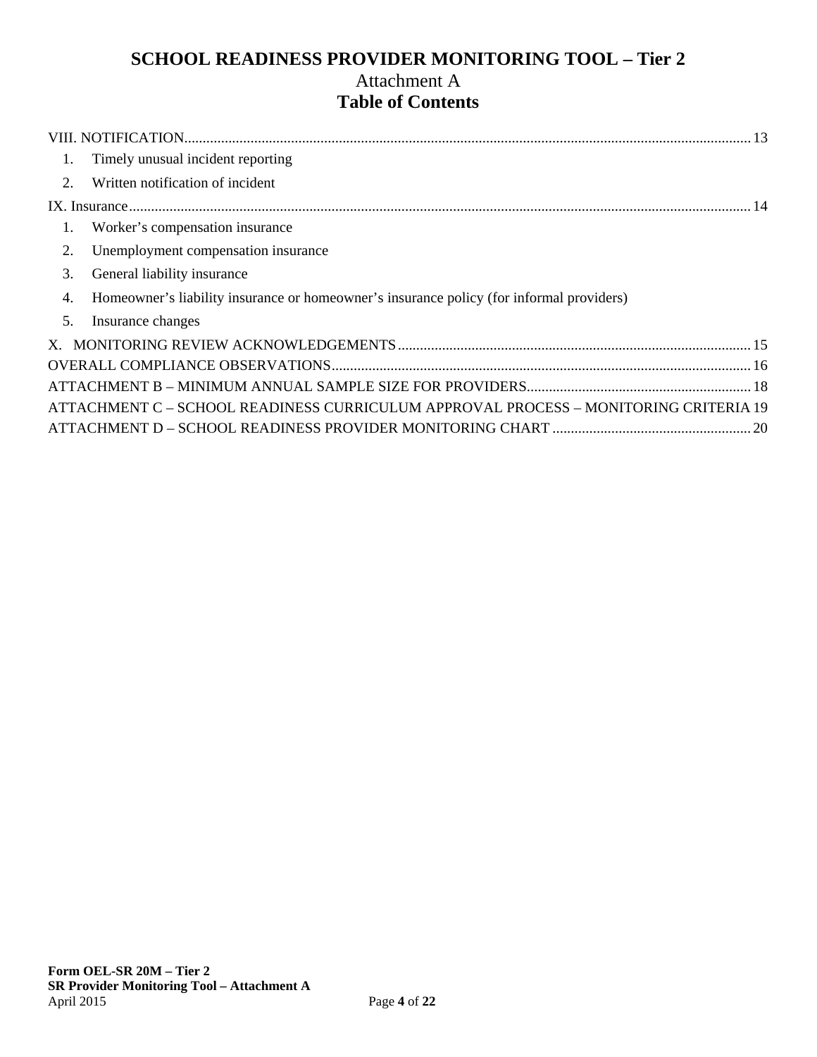# SCHOOL READINESS PROVIDER MONITORING TOOL – Tier 2

Attachment A

## Table of Contents

VIII. NOTIFICATION ........ 13

1. Timely unusual incident reporting
2. Written notification of incident

IX. Insurance ........ 14

1. Worker's compensation insurance
2. Unemployment compensation insurance
3. General liability insurance
4. Homeowner's liability insurance or homeowner's insurance policy (for informal providers)
5. Insurance changes

X. MONITORING REVIEW ACKNOWLEDGEMENTS ........ 15

OVERALL COMPLIANCE OBSERVATIONS ........ 16

ATTACHMENT B – MINIMUM ANNUAL SAMPLE SIZE FOR PROVIDERS ........ 18

ATTACHMENT C – SCHOOL READINESS CURRICULUM APPROVAL PROCESS – MONITORING CRITERIA 19

ATTACHMENT D – SCHOOL READINESS PROVIDER MONITORING CHART ........ 20

**Form OEL-SR 20M – Tier 2**
**SR Provider Monitoring Tool – Attachment A**
April 2015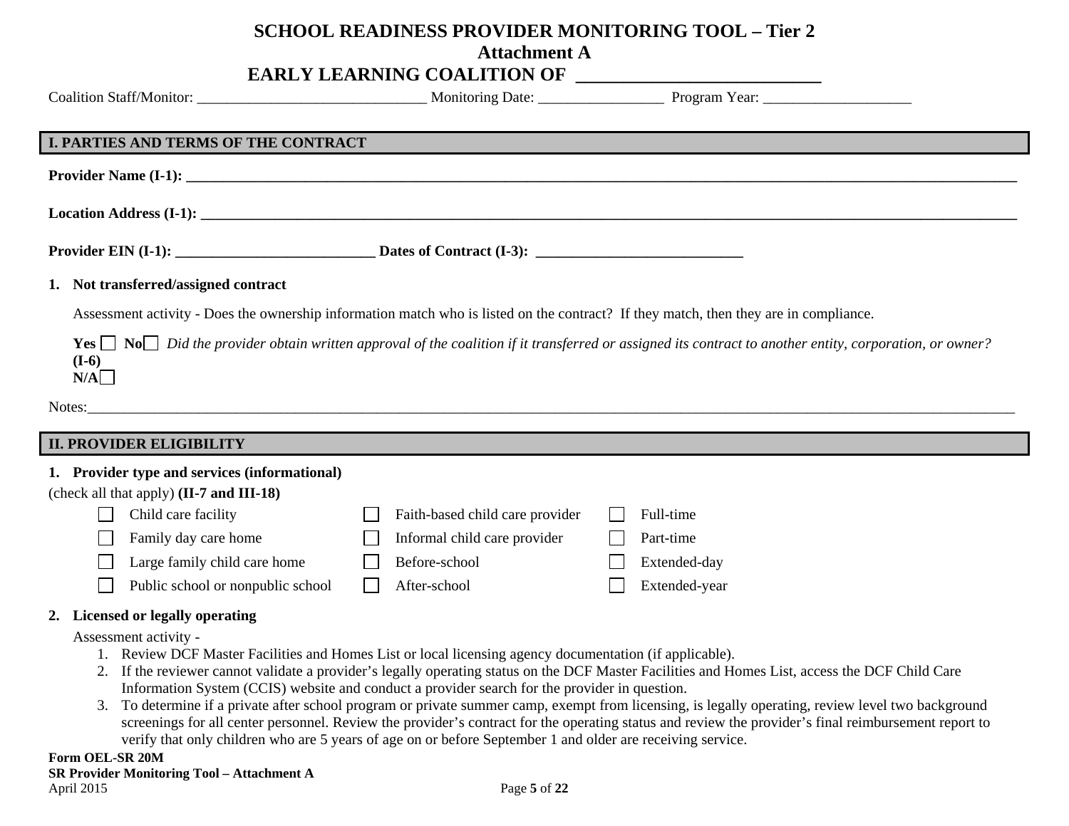# SCHOOL READINESS PROVIDER MONITORING TOOL – Tier 2

## Attachment A

## EARLY LEARNING COALITION OF ___________________________

Coalition Staff/Monitor: ______________________________ Monitoring Date: ________________ Program Year: ____________________

## I. PARTIES AND TERMS OF THE CONTRACT

**Provider Name (I-1): ______________________________________________________________________________________________**

**Location Address (I-1): ____________________________________________________________________________________________**

**Provider EIN (I-1): ___________________________ Dates of Contract (I-3): ____________________________**

1. **Not transferred/assigned contract**

   Assessment activity - Does the ownership information match who is listed on the contract? If they match, then they are in compliance.

   **Yes** ☐ **No** ☐ *Did the provider obtain written approval of the coalition if it transferred or assigned its contract to another entity, corporation, or owner?* **(I-6)**
   **N/A** ☐

Notes:________________________________________________________________________________________________________________

## II. PROVIDER ELIGIBILITY

1. **Provider type and services (informational)**

(check all that apply) **(II-7 and III-18)**

| | | |
|---|---|---|
| ☐ Child care facility | ☐ Faith-based child care provider | ☐ Full-time |
| ☐ Family day care home | ☐ Informal child care provider | ☐ Part-time |
| ☐ Large family child care home | ☐ Before-school | ☐ Extended-day |
| ☐ Public school or nonpublic school | ☐ After-school | ☐ Extended-year |

2. **Licensed or legally operating**

   Assessment activity -
   1. Review DCF Master Facilities and Homes List or local licensing agency documentation (if applicable).
   2. If the reviewer cannot validate a provider's legally operating status on the DCF Master Facilities and Homes List, access the DCF Child Care Information System (CCIS) website and conduct a provider search for the provider in question.
   3. To determine if a private after school program or private summer camp, exempt from licensing, is legally operating, review level two background screenings for all center personnel. Review the provider's contract for the operating status and review the provider's final reimbursement report to verify that only children who are 5 years of age on or before September 1 and older are receiving service.

**Form OEL-SR 20M**
**SR Provider Monitoring Tool – Attachment A**
April 2015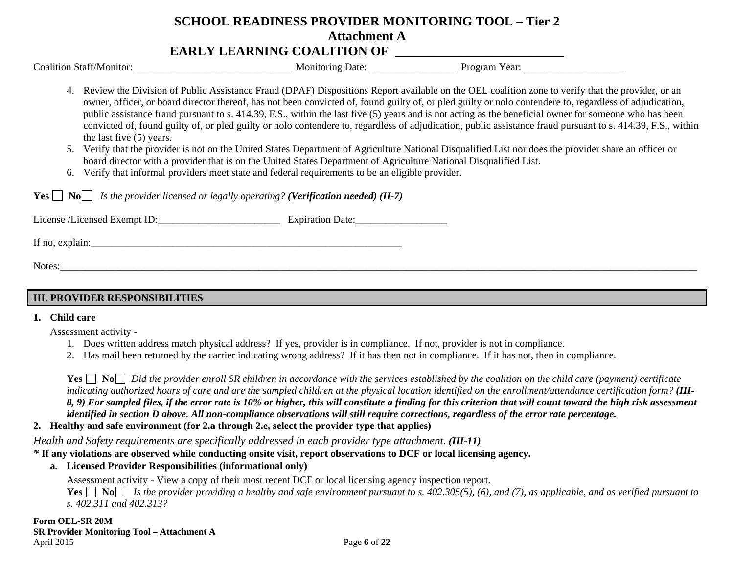# SCHOOL READINESS PROVIDER MONITORING TOOL – Tier 2

## Attachment A

## EARLY LEARNING COALITION OF ___________________________

Coalition Staff/Monitor: _______________________________ Monitoring Date: _________________ Program Year: ____________________

4. Review the Division of Public Assistance Fraud (DPAF) Dispositions Report available on the OEL coalition zone to verify that the provider, or an owner, officer, or board director thereof, has not been convicted of, found guilty of, or pled guilty or nolo contendere to, regardless of adjudication, public assistance fraud pursuant to s. 414.39, F.S., within the last five (5) years and is not acting as the beneficial owner for someone who has been convicted of, found guilty of, or pled guilty or nolo contendere to, regardless of adjudication, public assistance fraud pursuant to s. 414.39, F.S., within the last five (5) years.
5. Verify that the provider is not on the United States Department of Agriculture National Disqualified List nor does the provider share an officer or board director with a provider that is on the United States Department of Agriculture National Disqualified List.
6. Verify that informal providers meet state and federal requirements to be an eligible provider.

**Yes** ☐ **No** ☐ *Is the provider licensed or legally operating?* ***(Verification needed) (II-7)***

License /Licensed Exempt ID:________________________ Expiration Date:__________________

If no, explain:_________________________________________________________________

Notes:__________________________________________________________________________________________________________________________________

## III. PROVIDER RESPONSIBILITIES

**1. Child care**

Assessment activity -

1. Does written address match physical address? If yes, provider is in compliance. If not, provider is not in compliance.
2. Has mail been returned by the carrier indicating wrong address? If it has then not in compliance. If it has not, then in compliance.

**Yes** ☐ **No** ☐ *Did the provider enroll SR children in accordance with the services established by the coalition on the child care (payment) certificate indicating authorized hours of care and are the sampled children at the physical location identified on the enrollment/attendance certification form?* ***(III-8, 9) For sampled files, if the error rate is 10% or higher, this will constitute a finding for this criterion that will count toward the high risk assessment identified in section D above. All non-compliance observations will still require corrections, regardless of the error rate percentage.***

**2. Healthy and safe environment (for 2.a through 2.e, select the provider type that applies)**

*Health and Safety requirements are specifically addressed in each provider type attachment.* ***(III-11)***

***\* If any violations are observed while conducting onsite visit, report observations to DCF or local licensing agency.***

**a. Licensed Provider Responsibilities (informational only)**

Assessment activity - View a copy of their most recent DCF or local licensing agency inspection report.

**Yes** ☐ **No** ☐ *Is the provider providing a healthy and safe environment pursuant to s. 402.305(5), (6), and (7), as applicable, and as verified pursuant to s. 402.311 and 402.313?*

**Form OEL-SR 20M**
**SR Provider Monitoring Tool – Attachment A**
April 2015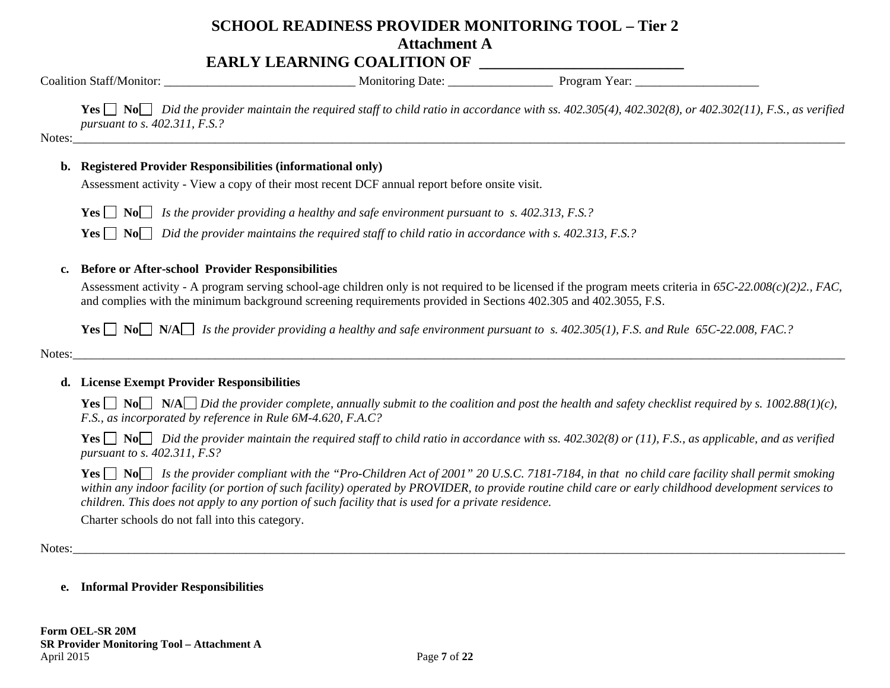# SCHOOL READINESS PROVIDER MONITORING TOOL – Tier 2

## Attachment A

## EARLY LEARNING COALITION OF ___________________________

Coalition Staff/Monitor: ______________________________ Monitoring Date: ________________ Program Year: ____________________

**Yes** ☐ **No** ☐ *Did the provider maintain the required staff to child ratio in accordance with ss. 402.305(4), 402.302(8), or 402.302(11), F.S., as verified pursuant to s. 402.311, F.S.?*

Notes:____________________________________________________________________________________________________________

**b. Registered Provider Responsibilities (informational only)**

Assessment activity - View a copy of their most recent DCF annual report before onsite visit.

**Yes** ☐ **No** ☐ *Is the provider providing a healthy and safe environment pursuant to s. 402.313, F.S.?*

**Yes** ☐ **No** ☐ *Did the provider maintains the required staff to child ratio in accordance with s. 402.313, F.S.?*

**c. Before or After-school Provider Responsibilities**

Assessment activity - A program serving school-age children only is not required to be licensed if the program meets criteria in *65C-22.008(c)(2)2., FAC*, and complies with the minimum background screening requirements provided in Sections 402.305 and 402.3055, F.S.

**Yes** ☐ **No** ☐ **N/A** ☐ *Is the provider providing a healthy and safe environment pursuant to s. 402.305(1), F.S. and Rule 65C-22.008, FAC.?*

Notes:____________________________________________________________________________________________________________

**d. License Exempt Provider Responsibilities**

**Yes** ☐ **No** ☐ **N/A** ☐ *Did the provider complete, annually submit to the coalition and post the health and safety checklist required by s. 1002.88(1)(c), F.S., as incorporated by reference in Rule 6M-4.620, F.A.C?*

**Yes** ☐ **No** ☐ *Did the provider maintain the required staff to child ratio in accordance with ss. 402.302(8) or (11), F.S., as applicable, and as verified pursuant to s. 402.311, F.S?*

**Yes** ☐ **No** ☐ *Is the provider compliant with the "Pro-Children Act of 2001" 20 U.S.C. 7181-7184, in that no child care facility shall permit smoking within any indoor facility (or portion of such facility) operated by PROVIDER, to provide routine child care or early childhood development services to children. This does not apply to any portion of such facility that is used for a private residence.*

Charter schools do not fall into this category.

Notes:____________________________________________________________________________________________________________

**e. Informal Provider Responsibilities**

**Form OEL-SR 20M**
**SR Provider Monitoring Tool – Attachment A**
April 2015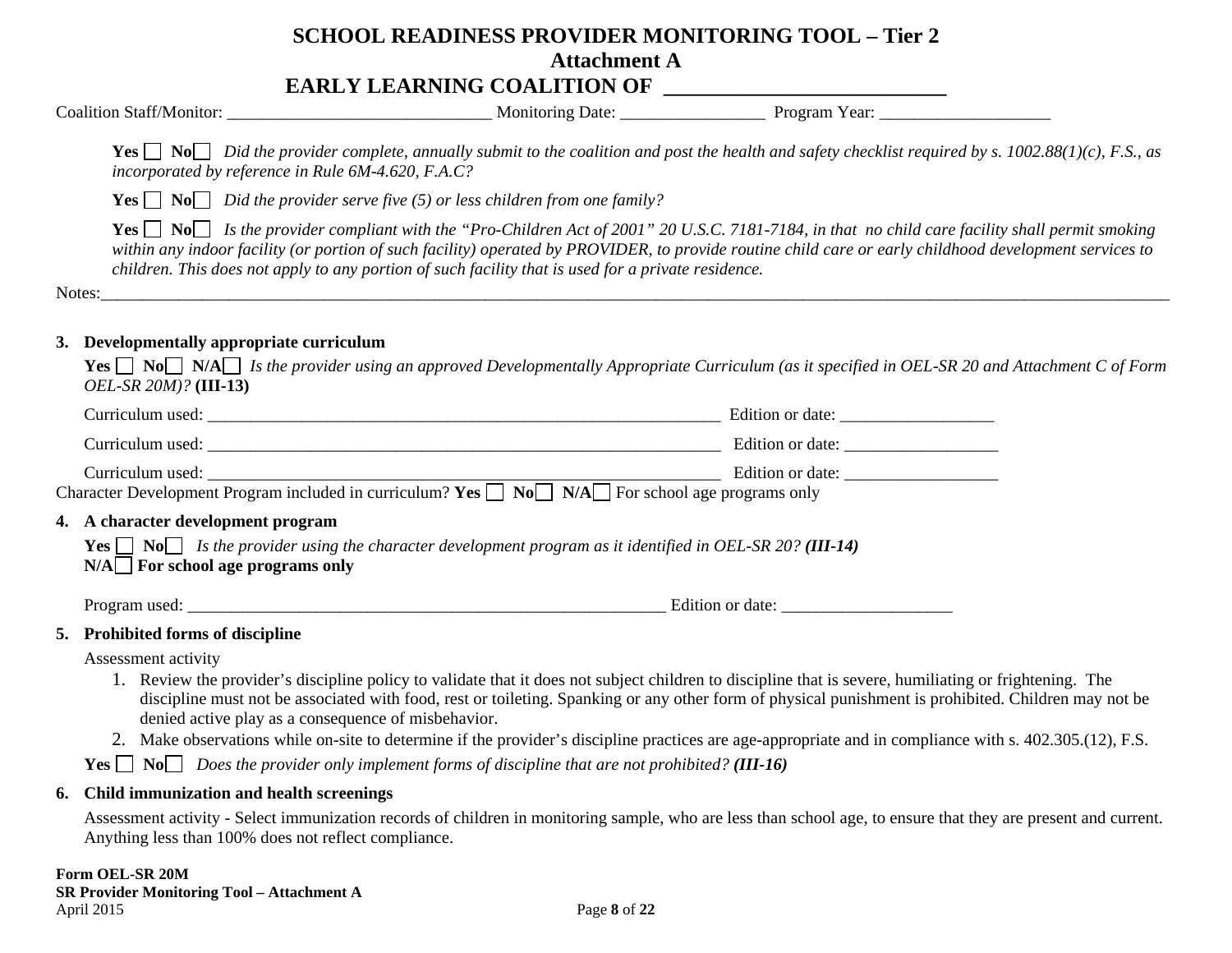# SCHOOL READINESS PROVIDER MONITORING TOOL – Tier 2
## Attachment A
## EARLY LEARNING COALITION OF ___________________________

Coalition Staff/Monitor: _______________________________ Monitoring Date: _________________ Program Year: ____________________

**Yes** ☐ **No** ☐ *Did the provider complete, annually submit to the coalition and post the health and safety checklist required by s. 1002.88(1)(c), F.S., as incorporated by reference in Rule 6M-4.620, F.A.C?*

**Yes** ☐ **No** ☐ *Did the provider serve five (5) or less children from one family?*

**Yes** ☐ **No** ☐ *Is the provider compliant with the "Pro-Children Act of 2001" 20 U.S.C. 7181-7184, in that no child care facility shall permit smoking within any indoor facility (or portion of such facility) operated by PROVIDER, to provide routine child care or early childhood development services to children. This does not apply to any portion of such facility that is used for a private residence.*

Notes:______________________________________________________________________________________________________________________________

**3. Developmentally appropriate curriculum**

**Yes** ☐ **No** ☐ **N/A** ☐ *Is the provider using an approved Developmentally Appropriate Curriculum (as it specified in OEL-SR 20 and Attachment C of Form OEL-SR 20M)?* **(III-13)**

Curriculum used: ________________________________________________________________ Edition or date: __________________

Curriculum used: ________________________________________________________________ Edition or date: __________________

Curriculum used: ________________________________________________________________ Edition or date: __________________

Character Development Program included in curriculum? **Yes** ☐ **No** ☐ **N/A** ☐ For school age programs only

**4. A character development program**

**Yes** ☐ **No** ☐ *Is the provider using the character development program as it identified in OEL-SR 20?* ***(III-14)***
**N/A** ☐ **For school age programs only**

Program used: ____________________________________________________________ Edition or date: ____________________

**5. Prohibited forms of discipline**

Assessment activity

1. Review the provider's discipline policy to validate that it does not subject children to discipline that is severe, humiliating or frightening. The discipline must not be associated with food, rest or toileting. Spanking or any other form of physical punishment is prohibited. Children may not be denied active play as a consequence of misbehavior.
2. Make observations while on-site to determine if the provider's discipline practices are age-appropriate and in compliance with s. 402.305.(12), F.S.

**Yes** ☐ **No** ☐ *Does the provider only implement forms of discipline that are not prohibited?* ***(III-16)***

**6. Child immunization and health screenings**

Assessment activity - Select immunization records of children in monitoring sample, who are less than school age, to ensure that they are present and current. Anything less than 100% does not reflect compliance.

**Form OEL-SR 20M**
**SR Provider Monitoring Tool – Attachment A**
April 2015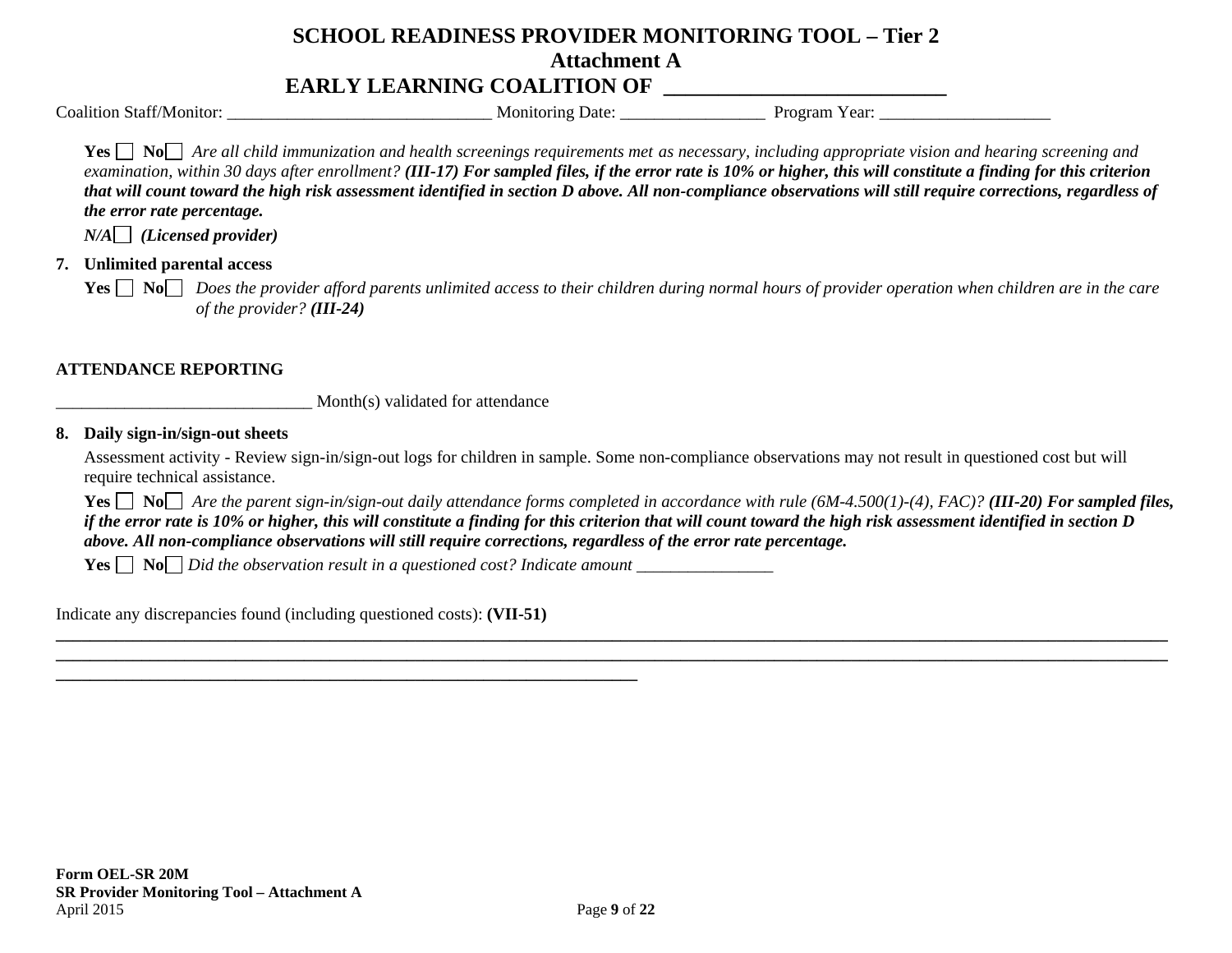# SCHOOL READINESS PROVIDER MONITORING TOOL – Tier 2
## Attachment A
## EARLY LEARNING COALITION OF ___________________________

Coalition Staff/Monitor: _______________________________ Monitoring Date: _________________ Program Year: ____________________

**Yes** ☐ **No** ☐ *Are all child immunization and health screenings requirements met as necessary, including appropriate vision and hearing screening and examination, within 30 days after enrollment?* ***(III-17) For sampled files, if the error rate is 10% or higher, this will constitute a finding for this criterion that will count toward the high risk assessment identified in section D above. All non-compliance observations will still require corrections, regardless of the error rate percentage.***

***N/A*** ☐ ***(Licensed provider)***

**7. Unlimited parental access**

**Yes** ☐ **No** ☐ *Does the provider afford parents unlimited access to their children during normal hours of provider operation when children are in the care of the provider?* ***(III-24)***

**ATTENDANCE REPORTING**

_____________________________ Month(s) validated for attendance

**8. Daily sign-in/sign-out sheets**

Assessment activity - Review sign-in/sign-out logs for children in sample. Some non-compliance observations may not result in questioned cost but will require technical assistance.

**Yes** ☐ **No** ☐ *Are the parent sign-in/sign-out daily attendance forms completed in accordance with rule (6M-4.500(1)-(4), FAC)?* ***(III-20) For sampled files, if the error rate is 10% or higher, this will constitute a finding for this criterion that will count toward the high risk assessment identified in section D above. All non-compliance observations will still require corrections, regardless of the error rate percentage.***

**Yes** ☐ **No** ☐ *Did the observation result in a questioned cost? Indicate amount ________________*

Indicate any discrepancies found (including questioned costs): **(VII-51)**

________________________________________________________________________________________________________________________

________________________________________________________________________________________________________________________

____________________________________________________________________

**Form OEL-SR 20M**
**SR Provider Monitoring Tool – Attachment A**
April 2015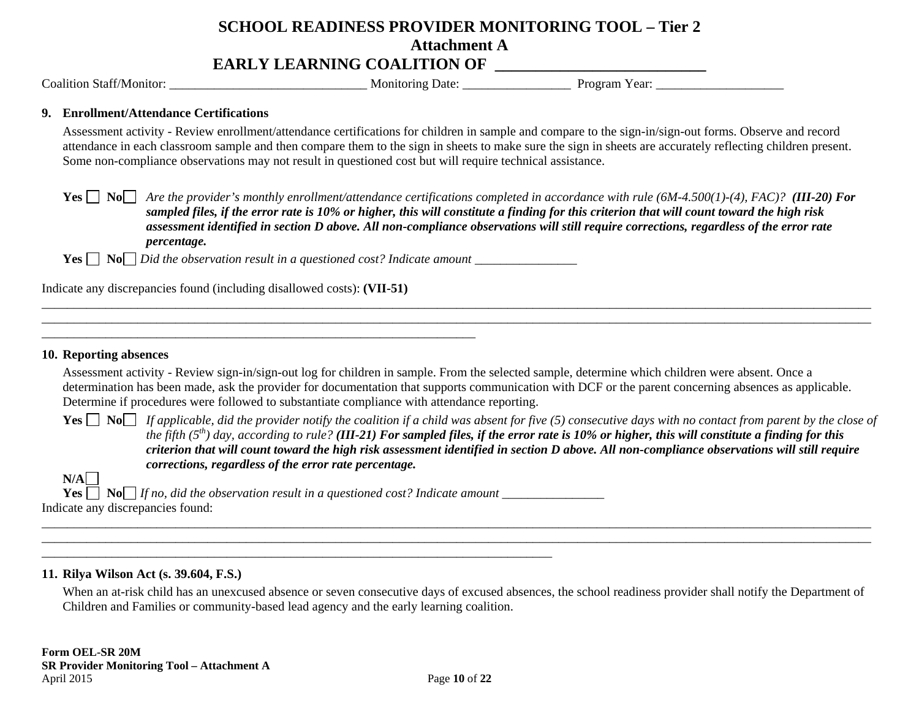# SCHOOL READINESS PROVIDER MONITORING TOOL – Tier 2

## Attachment A

## EARLY LEARNING COALITION OF ___________________________

Coalition Staff/Monitor: _______________________________ Monitoring Date: _________________ Program Year: ____________________

### 9. Enrollment/Attendance Certifications

Assessment activity - Review enrollment/attendance certifications for children in sample and compare to the sign-in/sign-out forms. Observe and record attendance in each classroom sample and then compare them to the sign in sheets to make sure the sign in sheets are accurately reflecting children present. Some non-compliance observations may not result in questioned cost but will require technical assistance.

**Yes** ☐ **No** ☐ *Are the provider's monthly enrollment/attendance certifications completed in accordance with rule (6M-4.500(1)-(4), FAC)?* ***(III-20) For sampled files, if the error rate is 10% or higher, this will constitute a finding for this criterion that will count toward the high risk assessment identified in section D above. All non-compliance observations will still require corrections, regardless of the error rate percentage.***

**Yes** ☐ **No** ☐ *Did the observation result in a questioned cost? Indicate amount ________________*

Indicate any discrepancies found (including disallowed costs): **(VII-51)**

______________________________________________________________________________________________________________________________________________

______________________________________________________________________________________________________________________________________________

______________________________________________________________________

### 10. Reporting absences

Assessment activity - Review sign-in/sign-out log for children in sample. From the selected sample, determine which children were absent. Once a determination has been made, ask the provider for documentation that supports communication with DCF or the parent concerning absences as applicable. Determine if procedures were followed to substantiate compliance with attendance reporting.

**Yes** ☐ **No** ☐ *If applicable, did the provider notify the coalition if a child was absent for five (5) consecutive days with no contact from parent by the close of the fifth (5th) day, according to rule?* ***(III-21) For sampled files, if the error rate is 10% or higher, this will constitute a finding for this criterion that will count toward the high risk assessment identified in section D above. All non-compliance observations will still require corrections, regardless of the error rate percentage.***

**N/A** ☐

**Yes** ☐ **No** ☐ *If no, did the observation result in a questioned cost? Indicate amount ________________*

Indicate any discrepancies found:

______________________________________________________________________________________________________________________________________________

______________________________________________________________________________________________________________________________________________

___________________________________________________________________________________

### 11. Rilya Wilson Act (s. 39.604, F.S.)

When an at-risk child has an unexcused absence or seven consecutive days of excused absences, the school readiness provider shall notify the Department of Children and Families or community-based lead agency and the early learning coalition.

**Form OEL-SR 20M**
**SR Provider Monitoring Tool – Attachment A**
April 2015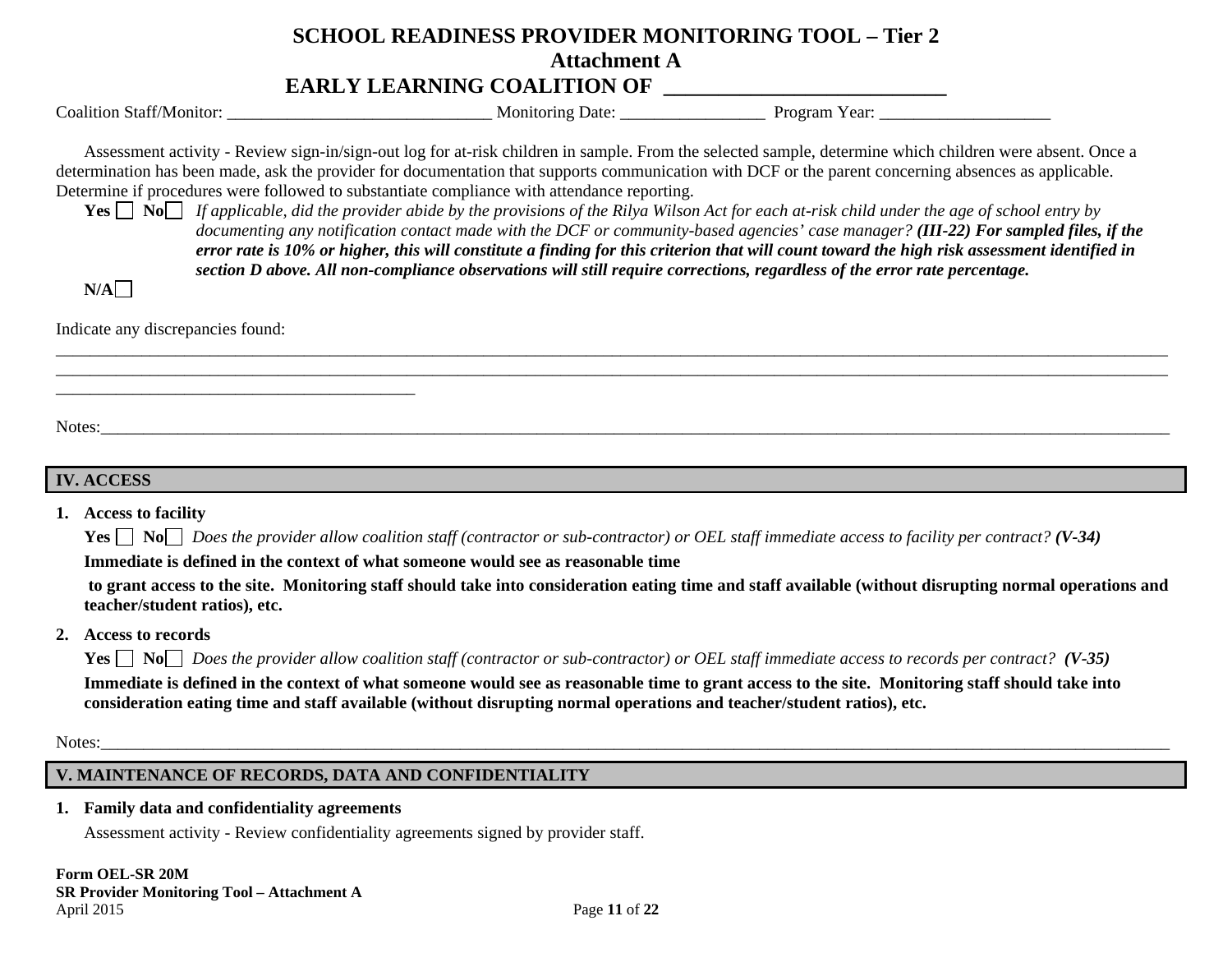Assessment activity - Review sign-in/sign-out log for at-risk children in sample. From the selected sample, determine which children were absent. Once a determination has been made, ask the provider for documentation that supports communication with DCF or the parent concerning absences as applicable. Determine if procedures were followed to substantiate compliance with attendance reporting.

**Yes** ☐ **No** ☐ *If applicable, did the provider abide by the provisions of the Rilya Wilson Act for each at-risk child under the age of school entry by documenting any notification contact made with the DCF or community-based agencies' case manager?* ***(III-22) For sampled files, if the error rate is 10% or higher, this will constitute a finding for this criterion that will count toward the high risk assessment identified in section D above. All non-compliance observations will still require corrections, regardless of the error rate percentage.***

**N/A** ☐

Indicate any discrepancies found: ________________________________________________________________________________________________________________________________________________________________________________________________________________________________

Notes: ________________________________________________________________________________

## IV. ACCESS

1. **Access to facility**

   **Yes** ☐ **No** ☐ *Does the provider allow coalition staff (contractor or sub-contractor) or OEL staff immediate access to facility per contract?* ***(V-34)***

   **Immediate is defined in the context of what someone would see as reasonable time to grant access to the site. Monitoring staff should take into consideration eating time and staff available (without disrupting normal operations and teacher/student ratios), etc.**

2. **Access to records**

   **Yes** ☐ **No** ☐ *Does the provider allow coalition staff (contractor or sub-contractor) or OEL staff immediate access to records per contract?* ***(V-35)***

   **Immediate is defined in the context of what someone would see as reasonable time to grant access to the site. Monitoring staff should take into consideration eating time and staff available (without disrupting normal operations and teacher/student ratios), etc.**

Notes: ________________________________________________________________________________

## V. MAINTENANCE OF RECORDS, DATA AND CONFIDENTIALITY

1. **Family data and confidentiality agreements**

   Assessment activity - Review confidentiality agreements signed by provider staff.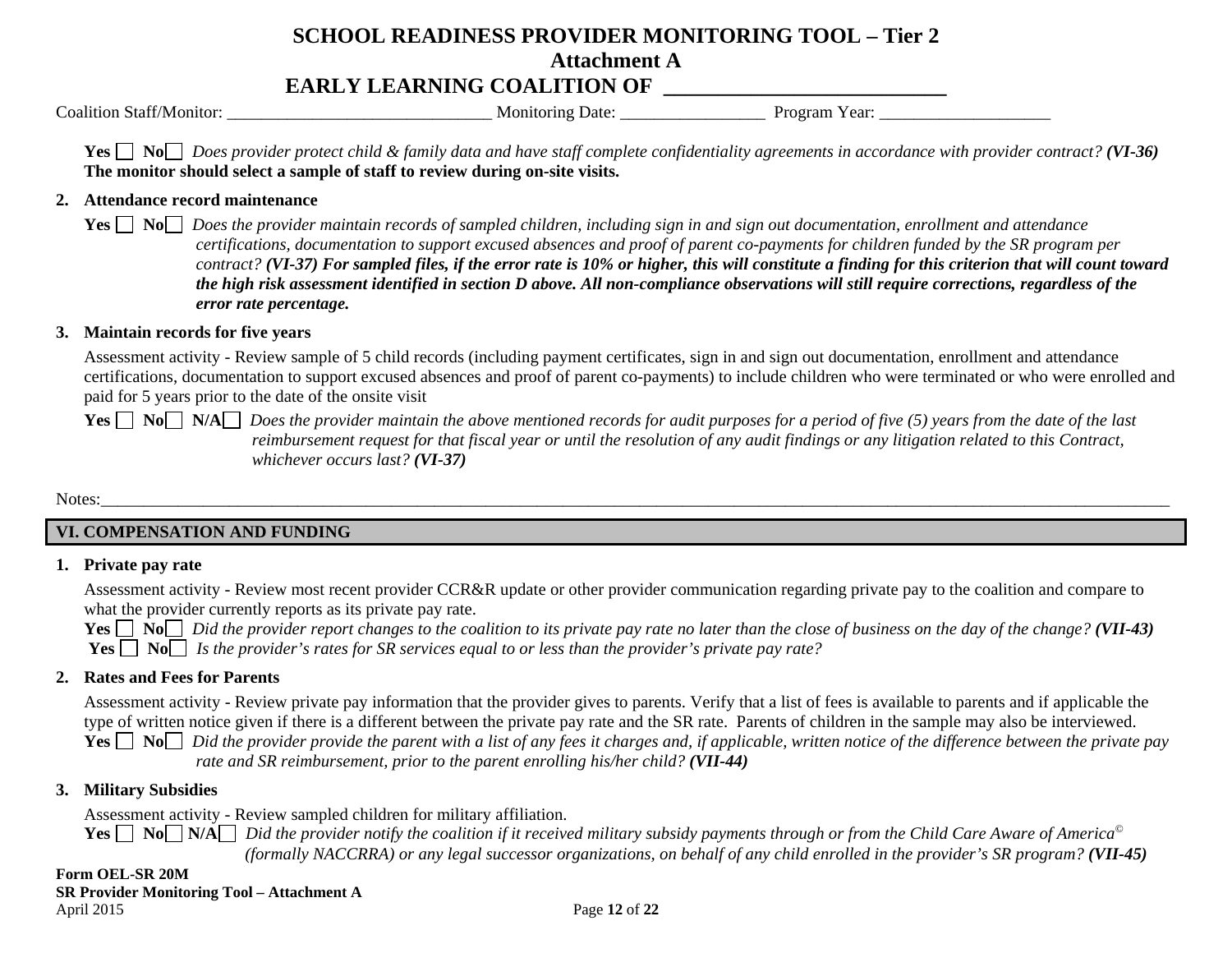# SCHOOL READINESS PROVIDER MONITORING TOOL – Tier 2

## Attachment A

## EARLY LEARNING COALITION OF ___________________________

Coalition Staff/Monitor: _______________________________ Monitoring Date: _________________ Program Year: ____________________

**Yes** ☐ **No**☐ *Does provider protect child & family data and have staff complete confidentiality agreements in accordance with provider contract?* ***(VI-36)*** **The monitor should select a sample of staff to review during on-site visits.**

2. **Attendance record maintenance**

   **Yes** ☐ **No**☐ *Does the provider maintain records of sampled children, including sign in and sign out documentation, enrollment and attendance certifications, documentation to support excused absences and proof of parent co-payments for children funded by the SR program per contract?* ***(VI-37) For sampled files, if the error rate is 10% or higher, this will constitute a finding for this criterion that will count toward the high risk assessment identified in section D above. All non-compliance observations will still require corrections, regardless of the error rate percentage.***

3. **Maintain records for five years**

   Assessment activity - Review sample of 5 child records (including payment certificates, sign in and sign out documentation, enrollment and attendance certifications, documentation to support excused absences and proof of parent co-payments) to include children who were terminated or who were enrolled and paid for 5 years prior to the date of the onsite visit

   **Yes** ☐ **No**☐ **N/A**☐ *Does the provider maintain the above mentioned records for audit purposes for a period of five (5) years from the date of the last reimbursement request for that fiscal year or until the resolution of any audit findings or any litigation related to this Contract, whichever occurs last?* ***(VI-37)***

Notes:_______________________________________________________________________________________________________________

## VI. COMPENSATION AND FUNDING

1. **Private pay rate**

   Assessment activity - Review most recent provider CCR&R update or other provider communication regarding private pay to the coalition and compare to what the provider currently reports as its private pay rate.

   **Yes** ☐ **No**☐ *Did the provider report changes to the coalition to its private pay rate no later than the close of business on the day of the change?* ***(VII-43)***

   **Yes** ☐ **No**☐ *Is the provider's rates for SR services equal to or less than the provider's private pay rate?*

2. **Rates and Fees for Parents**

   Assessment activity - Review private pay information that the provider gives to parents. Verify that a list of fees is available to parents and if applicable the type of written notice given if there is a different between the private pay rate and the SR rate. Parents of children in the sample may also be interviewed.

   **Yes** ☐ **No**☐ *Did the provider provide the parent with a list of any fees it charges and, if applicable, written notice of the difference between the private pay rate and SR reimbursement, prior to the parent enrolling his/her child?* ***(VII-44)***

3. **Military Subsidies**

   Assessment activity - Review sampled children for military affiliation.

   **Yes** ☐ **No**☐ **N/A**☐ *Did the provider notify the coalition if it received military subsidy payments through or from the Child Care Aware of America© (formally NACCRRA) or any legal successor organizations, on behalf of any child enrolled in the provider's SR program?* ***(VII-45)***

**Form OEL-SR 20M**
**SR Provider Monitoring Tool – Attachment A**
April 2015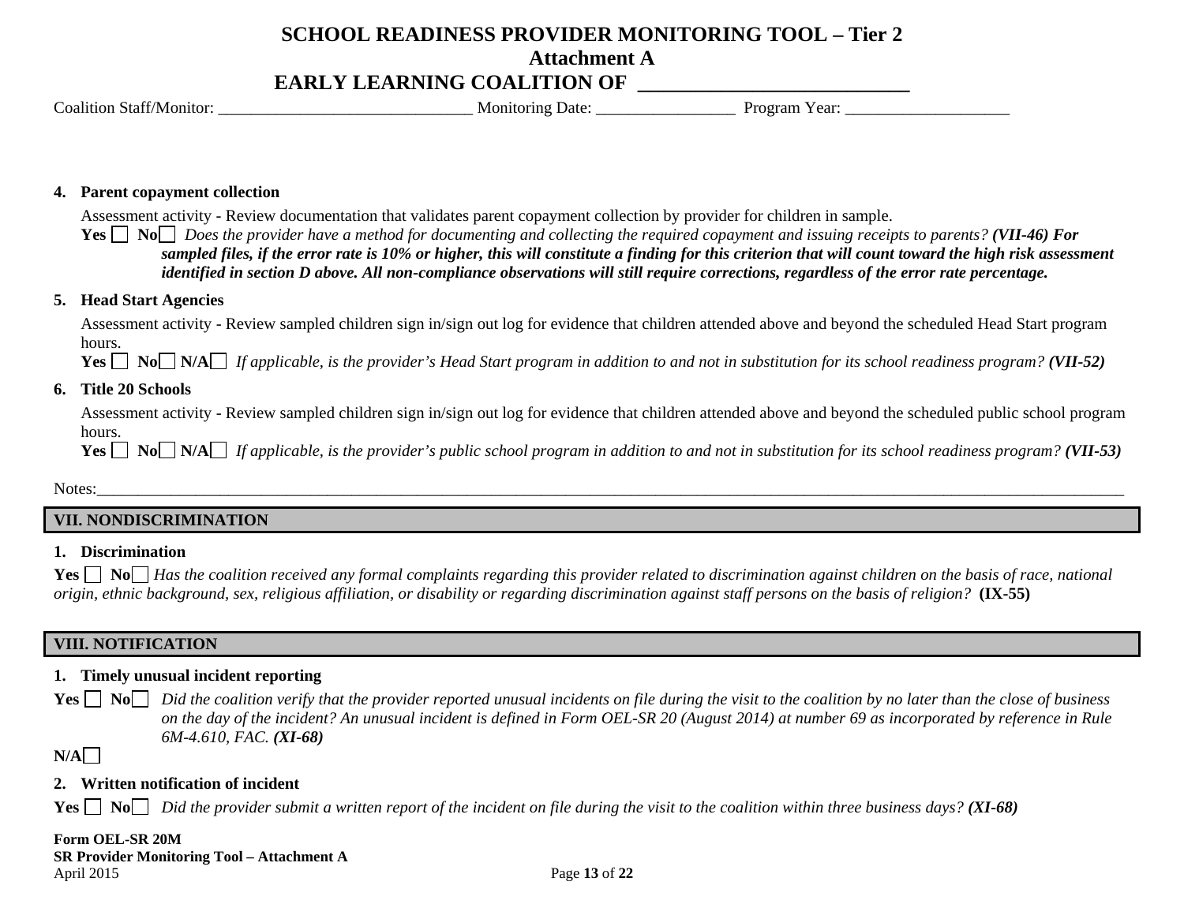# SCHOOL READINESS PROVIDER MONITORING TOOL – Tier 2
## Attachment A
## EARLY LEARNING COALITION OF ___________________________

Coalition Staff/Monitor: _______________________________ Monitoring Date: _________________ Program Year: ____________________

4. **Parent copayment collection**

   Assessment activity - Review documentation that validates parent copayment collection by provider for children in sample.

   **Yes** ☐ **No** ☐ *Does the provider have a method for documenting and collecting the required copayment and issuing receipts to parents?* ***(VII-46) For sampled files, if the error rate is 10% or higher, this will constitute a finding for this criterion that will count toward the high risk assessment identified in section D above. All non-compliance observations will still require corrections, regardless of the error rate percentage.***

5. **Head Start Agencies**

   Assessment activity - Review sampled children sign in/sign out log for evidence that children attended above and beyond the scheduled Head Start program hours.

   **Yes** ☐ **No** ☐ **N/A** ☐ *If applicable, is the provider's Head Start program in addition to and not in substitution for its school readiness program?* ***(VII-52)***

6. **Title 20 Schools**

   Assessment activity - Review sampled children sign in/sign out log for evidence that children attended above and beyond the scheduled public school program hours.

   **Yes** ☐ **No** ☐ **N/A** ☐ *If applicable, is the provider's public school program in addition to and not in substitution for its school readiness program?* ***(VII-53)***

Notes:_______________________________________________________________________________________________________________

## VII. NONDISCRIMINATION

1. **Discrimination**

**Yes** ☐ **No** ☐ *Has the coalition received any formal complaints regarding this provider related to discrimination against children on the basis of race, national origin, ethnic background, sex, religious affiliation, or disability or regarding discrimination against staff persons on the basis of religion?* **(IX-55)**

## VIII. NOTIFICATION

1. **Timely unusual incident reporting**

**Yes** ☐ **No** ☐ *Did the coalition verify that the provider reported unusual incidents on file during the visit to the coalition by no later than the close of business on the day of the incident? An unusual incident is defined in Form OEL-SR 20 (August 2014) at number 69 as incorporated by reference in Rule 6M-4.610, FAC.* ***(XI-68)***

**N/A** ☐

2. **Written notification of incident**

**Yes** ☐ **No** ☐ *Did the provider submit a written report of the incident on file during the visit to the coalition within three business days?* ***(XI-68)***

**Form OEL-SR 20M**
**SR Provider Monitoring Tool – Attachment A**
April 2015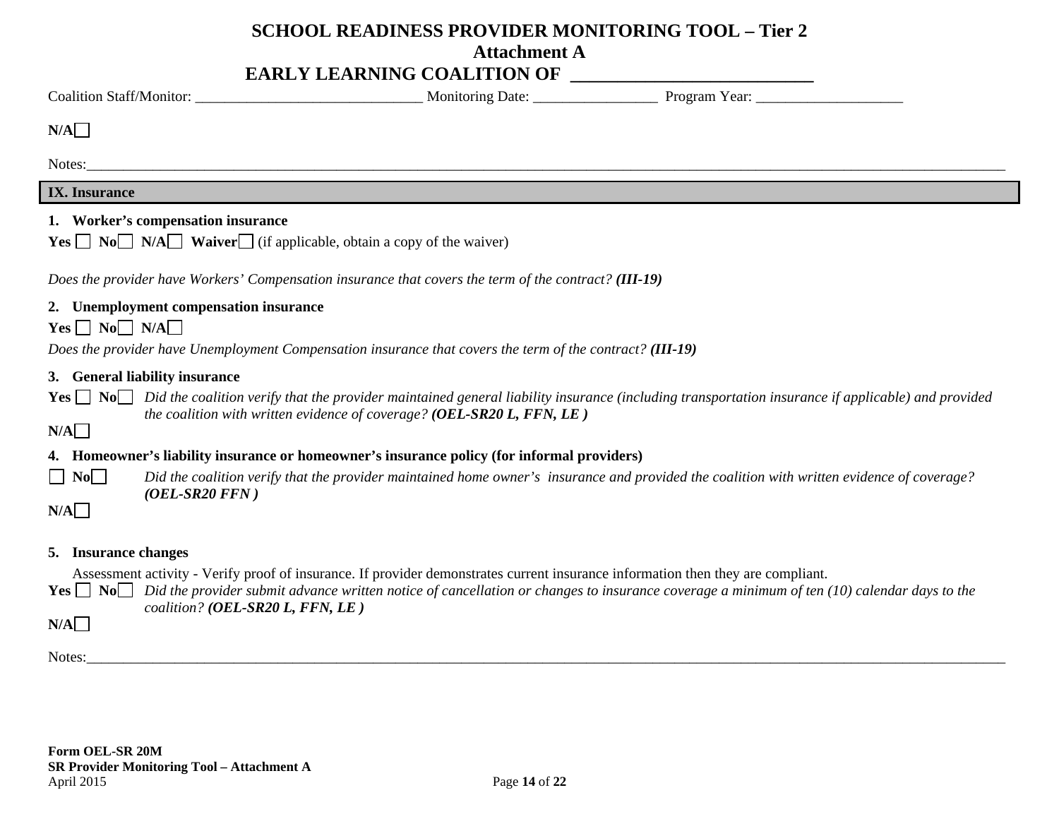# SCHOOL READINESS PROVIDER MONITORING TOOL – Tier 2
## Attachment A
## EARLY LEARNING COALITION OF ___________________________

Coalition Staff/Monitor: ______________________________ Monitoring Date: ________________ Program Year: ____________________

**N/A**☐

Notes:____________________________________________________________________________________________________________________________

### IX. Insurance

**1. Worker's compensation insurance**

**Yes** ☐ **No**☐ **N/A**☐ **Waiver**☐ (if applicable, obtain a copy of the waiver)

*Does the provider have Workers' Compensation insurance that covers the term of the contract?* ***(III-19)***

**2. Unemployment compensation insurance**

**Yes** ☐ **No**☐ **N/A**☐

*Does the provider have Unemployment Compensation insurance that covers the term of the contract?* ***(III-19)***

**3. General liability insurance**

**Yes** ☐ **No**☐ *Did the coalition verify that the provider maintained general liability insurance (including transportation insurance if applicable) and provided the coalition with written evidence of coverage?* ***(OEL-SR20 L, FFN, LE )***

**N/A**☐

**4. Homeowner's liability insurance or homeowner's insurance policy (for informal providers)**

☐ **No**☐ *Did the coalition verify that the provider maintained home owner's insurance and provided the coalition with written evidence of coverage?* ***(OEL-SR20 FFN )***

**N/A**☐

**5. Insurance changes**

Assessment activity - Verify proof of insurance. If provider demonstrates current insurance information then they are compliant.

**Yes** ☐ **No**☐ *Did the provider submit advance written notice of cancellation or changes to insurance coverage a minimum of ten (10) calendar days to the coalition?* ***(OEL-SR20 L, FFN, LE )***

**N/A**☐

Notes:____________________________________________________________________________________________________________________________

**Form OEL-SR 20M**
**SR Provider Monitoring Tool – Attachment A**
April 2015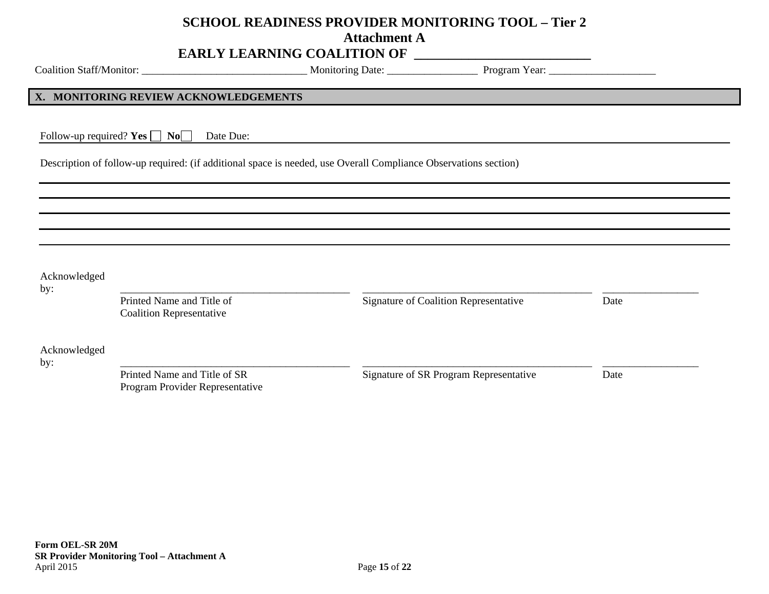# SCHOOL READINESS PROVIDER MONITORING TOOL – Tier 2
## Attachment A
## EARLY LEARNING COALITION OF ___________________________

Coalition Staff/Monitor: _______________________________ Monitoring Date: _________________ Program Year: ____________________

## X. MONITORING REVIEW ACKNOWLEDGEMENTS

Follow-up required? **Yes** ☐ **No** ☐ Date Due: ______________________________________________________________

Description of follow-up required: (if additional space is needed, use Overall Compliance Observations section)

_______________________________________________________________________________________________

_______________________________________________________________________________________________

_______________________________________________________________________________________________

_______________________________________________________________________________________________

_______________________________________________________________________________________________

| | | | |
|---|---|---|---|
| Acknowledged by: | _____________________________________________ | _____________________________________________ | __________________ |
| | Printed Name and Title of Coalition Representative | Signature of Coalition Representative | Date |
| Acknowledged by: | _____________________________________________ | _____________________________________________ | __________________ |
| | Printed Name and Title of SR Program Provider Representative | Signature of SR Program Representative | Date |

**Form OEL-SR 20M**
**SR Provider Monitoring Tool – Attachment A**
April 2015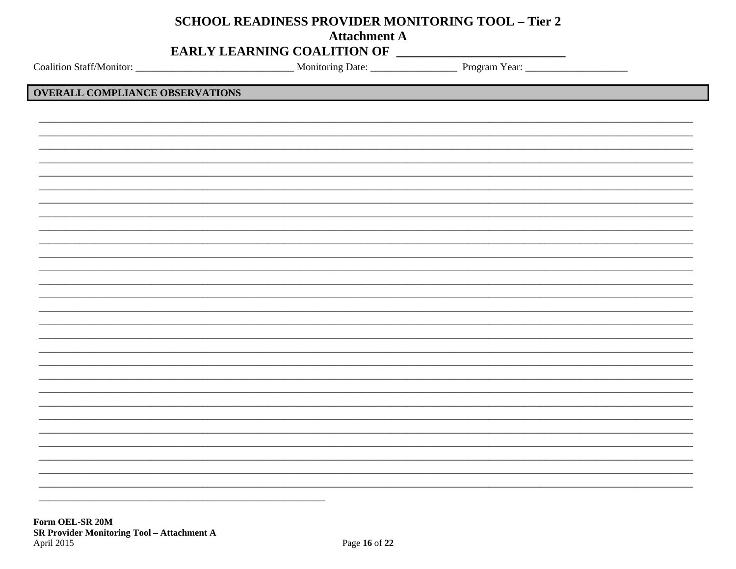# SCHOOL READINESS PROVIDER MONITORING TOOL – Tier 2
## Attachment A
## EARLY LEARNING COALITION OF ___________________________

Coalition Staff/Monitor: _______________________________ Monitoring Date: _________________ Program Year: ____________________

**OVERALL COMPLIANCE OBSERVATIONS**

___________________________________________________________________________________________________________
___________________________________________________________________________________________________________
___________________________________________________________________________________________________________
___________________________________________________________________________________________________________
___________________________________________________________________________________________________________
___________________________________________________________________________________________________________
___________________________________________________________________________________________________________
___________________________________________________________________________________________________________
___________________________________________________________________________________________________________
___________________________________________________________________________________________________________
___________________________________________________________________________________________________________
___________________________________________________________________________________________________________
___________________________________________________________________________________________________________
___________________________________________________________________________________________________________
___________________________________________________________________________________________________________
___________________________________________________________________________________________________________
___________________________________________________________________________________________________________
___________________________________________________________________________________________________________
___________________________________________________________________________________________________________
___________________________________________________________________________________________________________
___________________________________________________________________________________________________________
___________________________________________________________________________________________________________
___________________________________________________________________________________________________________
___________________________________________________________________________________________________________
___________________________________________________________________________________________________________
___________________________________________________________________________________________________________
___________________________________________________________________________________________________________
___________________________________________________________________________________________________________
______________________________________________

**Form OEL-SR 20M**
**SR Provider Monitoring Tool – Attachment A**
April 2015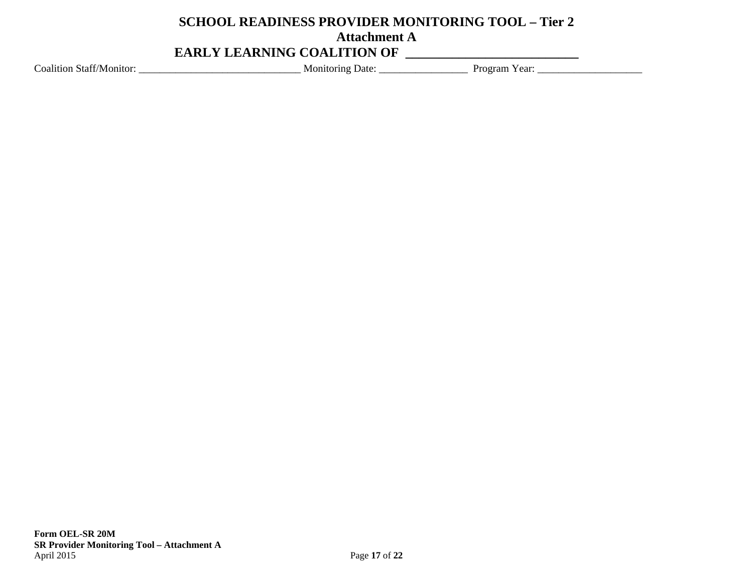# SCHOOL READINESS PROVIDER MONITORING TOOL – Tier 2

## Attachment A

## EARLY LEARNING COALITION OF ___________________________

Coalition Staff/Monitor: _______________________________ Monitoring Date: _________________ Program Year: ____________________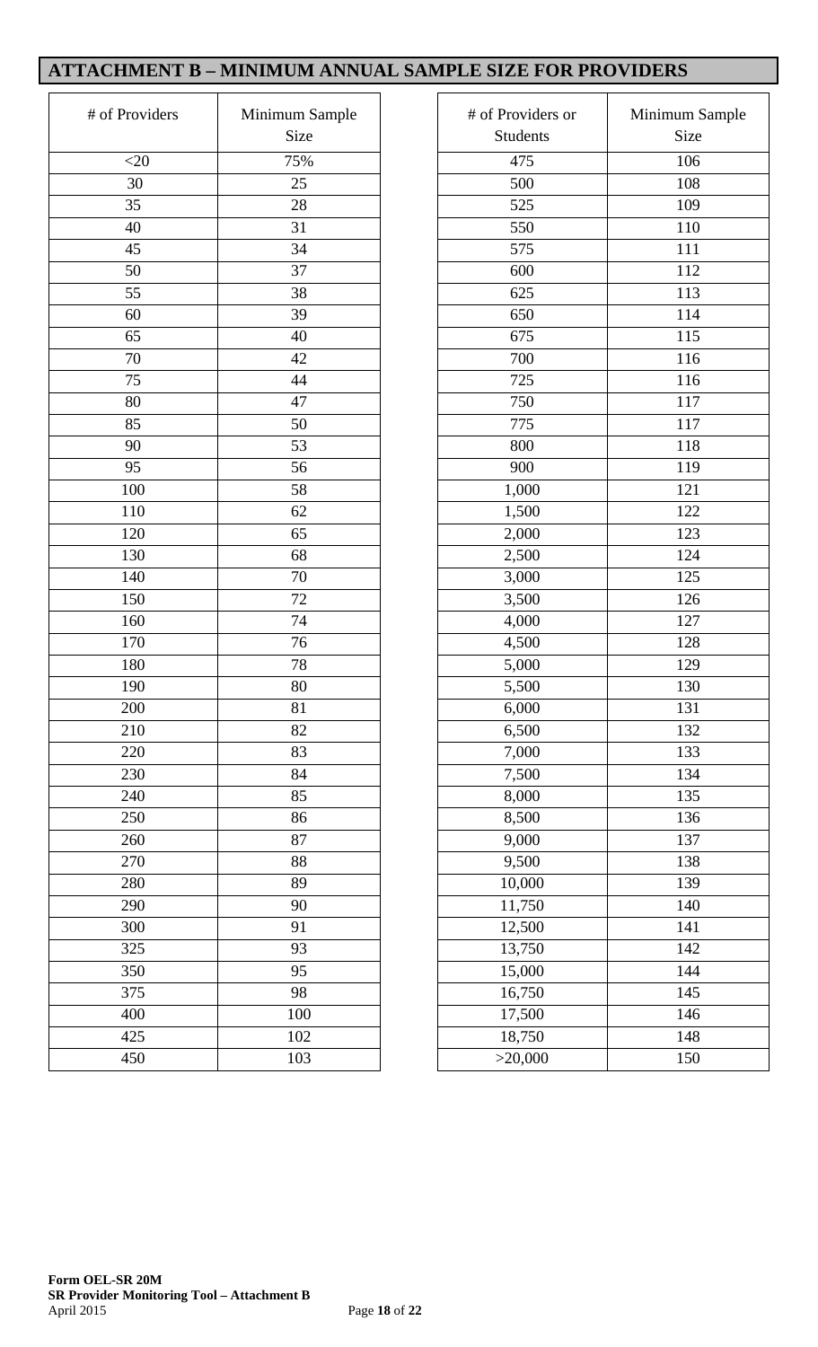## ATTACHMENT B – MINIMUM ANNUAL SAMPLE SIZE FOR PROVIDERS

| # of Providers | Minimum Sample Size |
|---|---|
| <20 | 75% |
| 30 | 25 |
| 35 | 28 |
| 40 | 31 |
| 45 | 34 |
| 50 | 37 |
| 55 | 38 |
| 60 | 39 |
| 65 | 40 |
| 70 | 42 |
| 75 | 44 |
| 80 | 47 |
| 85 | 50 |
| 90 | 53 |
| 95 | 56 |
| 100 | 58 |
| 110 | 62 |
| 120 | 65 |
| 130 | 68 |
| 140 | 70 |
| 150 | 72 |
| 160 | 74 |
| 170 | 76 |
| 180 | 78 |
| 190 | 80 |
| 200 | 81 |
| 210 | 82 |
| 220 | 83 |
| 230 | 84 |
| 240 | 85 |
| 250 | 86 |
| 260 | 87 |
| 270 | 88 |
| 280 | 89 |
| 290 | 90 |
| 300 | 91 |
| 325 | 93 |
| 350 | 95 |
| 375 | 98 |
| 400 | 100 |
| 425 | 102 |
| 450 | 103 |

| # of Providers or Students | Minimum Sample Size |
|---|---|
| 475 | 106 |
| 500 | 108 |
| 525 | 109 |
| 550 | 110 |
| 575 | 111 |
| 600 | 112 |
| 625 | 113 |
| 650 | 114 |
| 675 | 115 |
| 700 | 116 |
| 725 | 116 |
| 750 | 117 |
| 775 | 117 |
| 800 | 118 |
| 900 | 119 |
| 1,000 | 121 |
| 1,500 | 122 |
| 2,000 | 123 |
| 2,500 | 124 |
| 3,000 | 125 |
| 3,500 | 126 |
| 4,000 | 127 |
| 4,500 | 128 |
| 5,000 | 129 |
| 5,500 | 130 |
| 6,000 | 131 |
| 6,500 | 132 |
| 7,000 | 133 |
| 7,500 | 134 |
| 8,000 | 135 |
| 8,500 | 136 |
| 9,000 | 137 |
| 9,500 | 138 |
| 10,000 | 139 |
| 11,750 | 140 |
| 12,500 | 141 |
| 13,750 | 142 |
| 15,000 | 144 |
| 16,750 | 145 |
| 17,500 | 146 |
| 18,750 | 148 |
| >20,000 | 150 |

**Form OEL-SR 20M**
**SR Provider Monitoring Tool – Attachment B**
April 2015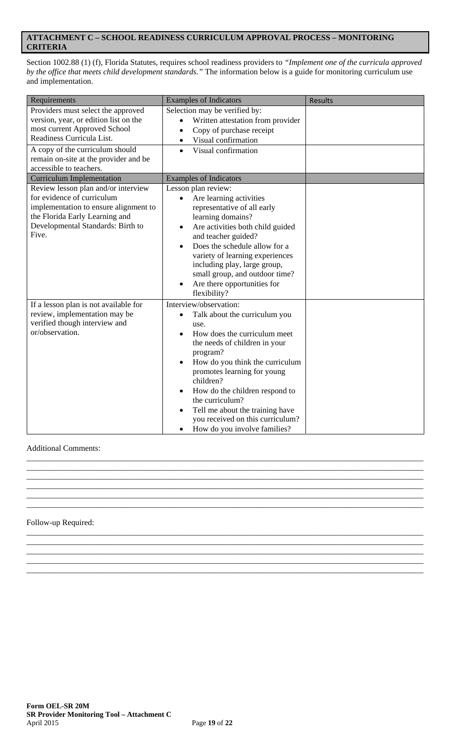## ATTACHMENT C – SCHOOL READINESS CURRICULUM APPROVAL PROCESS – MONITORING CRITERIA

Section 1002.88 (1) (f), Florida Statutes, requires school readiness providers to *"Implement one of the curricula approved by the office that meets child development standards."* The information below is a guide for monitoring curriculum use and implementation.

| Requirements | Examples of Indicators | Results |
|---|---|---|
| Providers must select the approved version, year, or edition list on the most current Approved School Readiness Curricula List. | Selection may be verified by:<br>• Written attestation from provider<br>• Copy of purchase receipt<br>• Visual confirmation | |
| A copy of the curriculum should remain on-site at the provider and be accessible to teachers. | • Visual confirmation | |
| **Curriculum Implementation** | **Examples of Indicators** | |
| Review lesson plan and/or interview for evidence of curriculum implementation to ensure alignment to the Florida Early Learning and Developmental Standards: Birth to Five. | Lesson plan review:<br>• Are learning activities representative of all early learning domains?<br>• Are activities both child guided and teacher guided?<br>• Does the schedule allow for a variety of learning experiences including play, large group, small group, and outdoor time?<br>• Are there opportunities for flexibility? | |
| If a lesson plan is not available for review, implementation may be verified though interview and or/observation. | Interview/observation:<br>• Talk about the curriculum you use.<br>• How does the curriculum meet the needs of children in your program?<br>• How do you think the curriculum promotes learning for young children?<br>• How do the children respond to the curriculum?<br>• Tell me about the training have you received on this curriculum?<br>• How do you involve families? | |

Additional Comments:

______________________________________________________________________________

______________________________________________________________________________

______________________________________________________________________________

______________________________________________________________________________

______________________________________________________________________________

______________________________________________________________________________

Follow-up Required:

______________________________________________________________________________

______________________________________________________________________________

______________________________________________________________________________

______________________________________________________________________________

______________________________________________________________________________

**Form OEL-SR 20M**
**SR Provider Monitoring Tool – Attachment C**
April 2015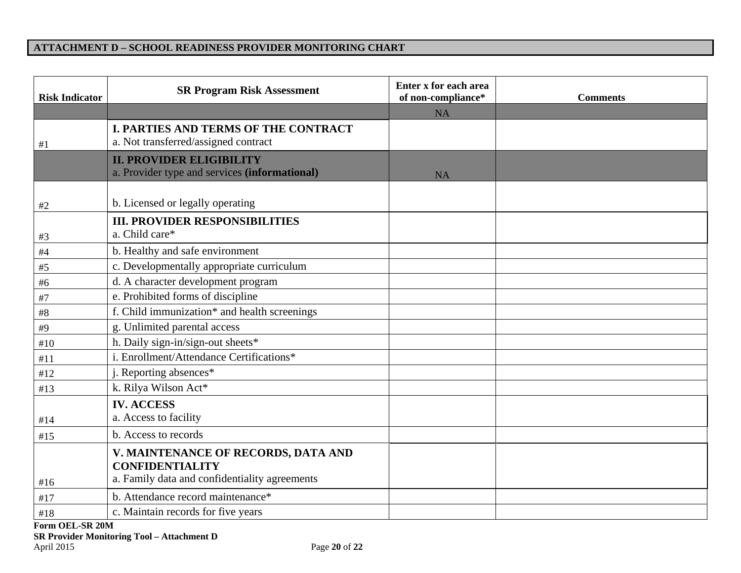## ATTACHMENT D – SCHOOL READINESS PROVIDER MONITORING CHART

| Risk Indicator | SR Program Risk Assessment | Enter x for each area of non-compliance* | Comments |
|---|---|---|---|
| | | NA | |
| #1 | **I. PARTIES AND TERMS OF THE CONTRACT**<br>a. Not transferred/assigned contract | | |
| | **II. PROVIDER ELIGIBILITY**<br>a. Provider type and services **(informational)** | NA | |
| #2 | b. Licensed or legally operating | | |
| #3 | **III. PROVIDER RESPONSIBILITIES**<br>a. Child care* | | |
| #4 | b. Healthy and safe environment | | |
| #5 | c. Developmentally appropriate curriculum | | |
| #6 | d. A character development program | | |
| #7 | e. Prohibited forms of discipline | | |
| #8 | f. Child immunization* and health screenings | | |
| #9 | g. Unlimited parental access | | |
| #10 | h. Daily sign-in/sign-out sheets* | | |
| #11 | i. Enrollment/Attendance Certifications* | | |
| #12 | j. Reporting absences* | | |
| #13 | k. Rilya Wilson Act* | | |
| #14 | **IV. ACCESS**<br>a. Access to facility | | |
| #15 | b. Access to records | | |
| #16 | **V. MAINTENANCE OF RECORDS, DATA AND CONFIDENTIALITY**<br>a. Family data and confidentiality agreements | | |
| #17 | b. Attendance record maintenance* | | |
| #18 | c. Maintain records for five years | | |

**Form OEL-SR 20M**
**SR Provider Monitoring Tool – Attachment D**
April 2015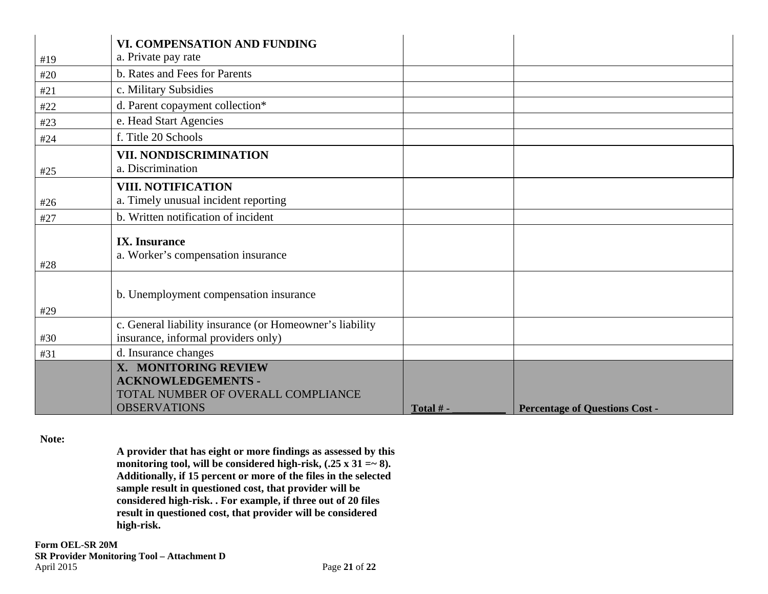| | | | |
|---|---|---|---|
| #19 | **VI. COMPENSATION AND FUNDING**<br>a. Private pay rate | | |
| #20 | b. Rates and Fees for Parents | | |
| #21 | c. Military Subsidies | | |
| #22 | d. Parent copayment collection* | | |
| #23 | e. Head Start Agencies | | |
| #24 | f. Title 20 Schools | | |
| #25 | **VII. NONDISCRIMINATION**<br>a. Discrimination | | |
| #26 | **VIII. NOTIFICATION**<br>a. Timely unusual incident reporting | | |
| #27 | b. Written notification of incident | | |
| #28 | **IX. Insurance**<br>a. Worker's compensation insurance | | |
| #29 | b. Unemployment compensation insurance | | |
| #30 | c. General liability insurance (or Homeowner's liability insurance, informal providers only) | | |
| #31 | d. Insurance changes | | |
| | **X. MONITORING REVIEW ACKNOWLEDGEMENTS -**<br>TOTAL NUMBER OF OVERALL COMPLIANCE OBSERVATIONS | **Total # - __________** | **Percentage of Questions Cost -** |

**Note:**

**A provider that has eight or more findings as assessed by this monitoring tool, will be considered high-risk, (.25 x 31 =~ 8). Additionally, if 15 percent or more of the files in the selected sample result in questioned cost, that provider will be considered high-risk. . For example, if three out of 20 files result in questioned cost, that provider will be considered high-risk.**

**Form OEL-SR 20M**
**SR Provider Monitoring Tool – Attachment D**
April 2015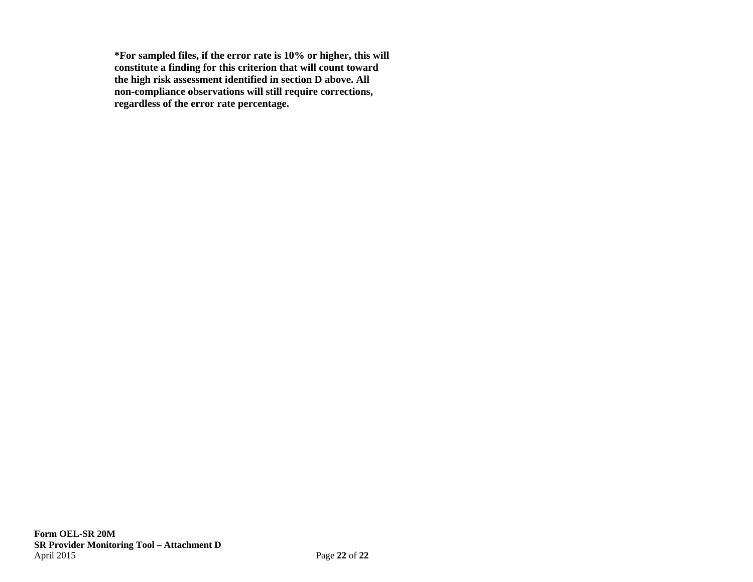**\*For sampled files, if the error rate is 10% or higher, this will constitute a finding for this criterion that will count toward the high risk assessment identified in section D above. All non-compliance observations will still require corrections, regardless of the error rate percentage.**